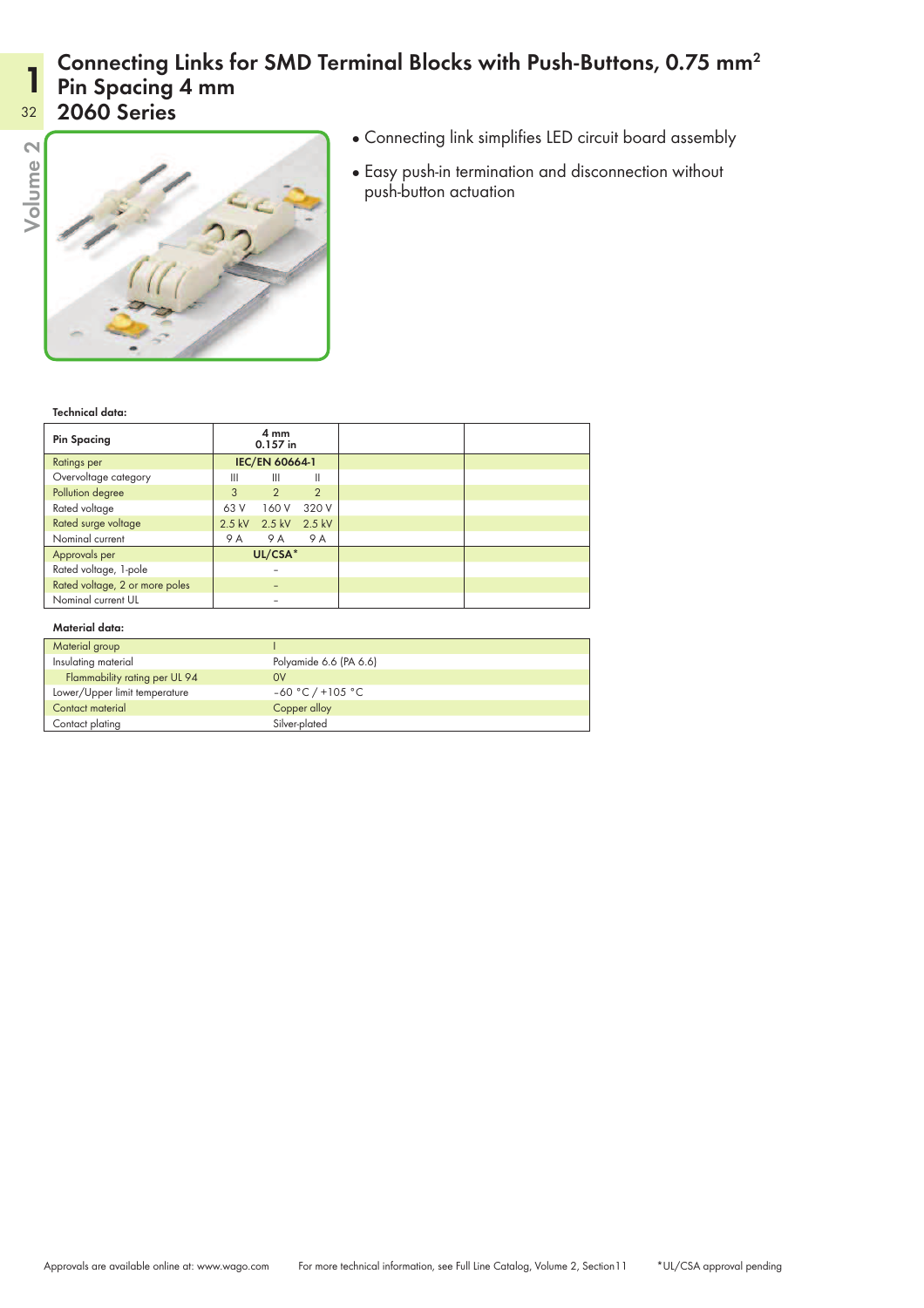# Connecting Links for SMD Terminal Blocks with Push-Buttons, 0.75 mm²
# Pin Spacing 4 mm
# 2060 Series

- Connecting link simplifies LED circuit board assembly
- Easy push-in termination and disconnection without push-button actuation

**Technical data:**

| Pin Spacing | 4 mm 0.157 in | | | | |
|---|---|---|---|---|---|
| Ratings per | IEC/EN 60664-1 | | | | |
| Overvoltage category | III | III | II | | |
| Pollution degree | 3 | 2 | 2 | | |
| Rated voltage | 63 V | 160 V | 320 V | | |
| Rated surge voltage | 2.5 kV | 2.5 kV | 2.5 kV | | |
| Nominal current | 9 A | 9 A | 9 A | | |
| Approvals per | UL/CSA* | | | | |
| Rated voltage, 1-pole | – | | | | |
| Rated voltage, 2 or more poles | – | | | | |
| Nominal current UL | – | | | | |

**Material data:**

| | |
|---|---|
| Material group | I |
| Insulating material | Polyamide 6.6 (PA 6.6) |
| Flammability rating per UL 94 | 0V |
| Lower/Upper limit temperature | −60 °C / +105 °C |
| Contact material | Copper alloy |
| Contact plating | Silver-plated |

Approvals are available online at: www.wago.com

For more technical information, see Full Line Catalog, Volume 2, Section 11

*UL/CSA approval pending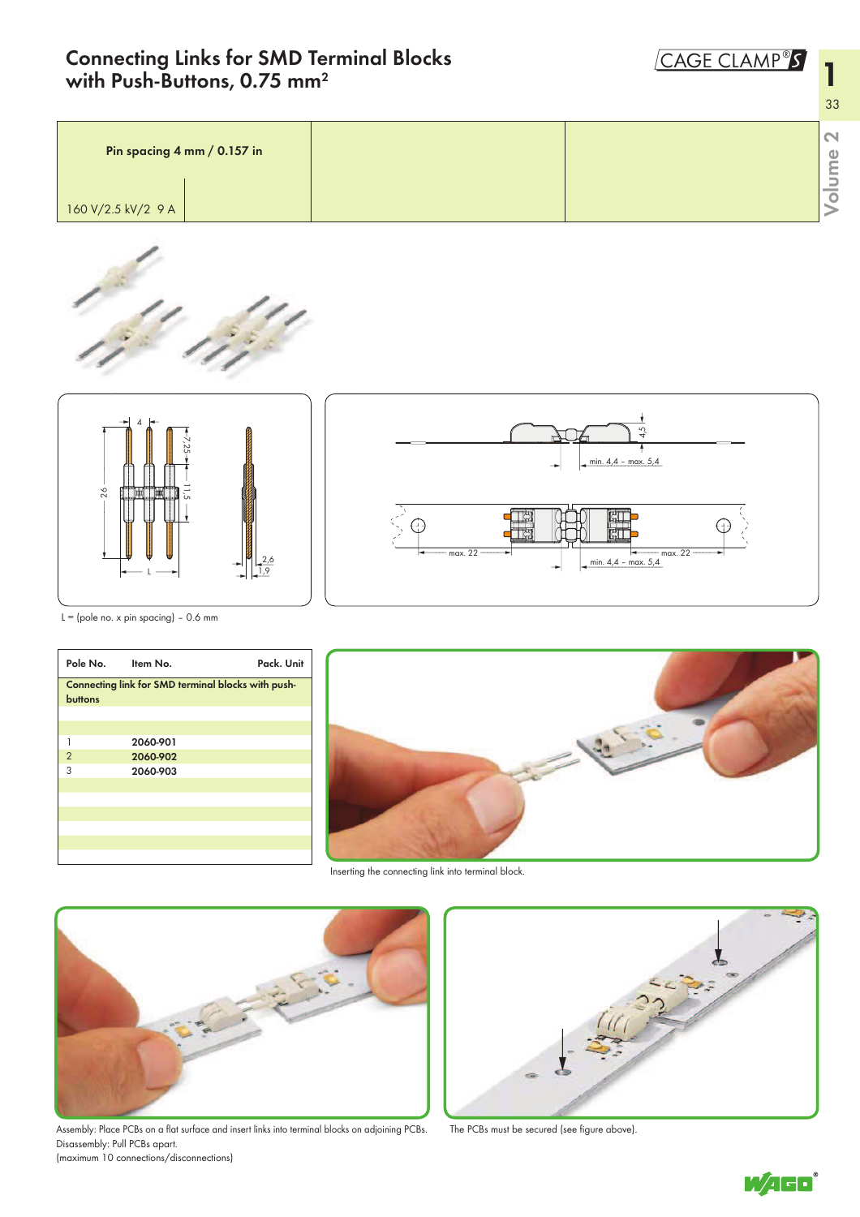# Connecting Links for SMD Terminal Blocks with Push-Buttons, 0.75 mm²

CAGE CLAMP®S

| Pin spacing 4 mm / 0.157 in | | |
|---|---|---|
| 160 V/2.5 kV/2  9 A | | |

4
7,25
11,5
26
L
2,6
1,9

4,5
min. 4,4 – max. 5,4
max. 22
max. 22
min. 4,4 – max. 5,4

L = (pole no. x pin spacing) – 0.6 mm

| Pole No. | Item No. | Pack. Unit |
|---|---|---|
| **Connecting link for SMD terminal blocks with push-buttons** | | |
| 1 | **2060-901** | |
| 2 | **2060-902** | |
| 3 | **2060-903** | |

Inserting the connecting link into terminal block.

Assembly: Place PCBs on a flat surface and insert links into terminal blocks on adjoining PCBs.
Disassembly: Pull PCBs apart.
(maximum 10 connections/disconnections)

The PCBs must be secured (see figure above).